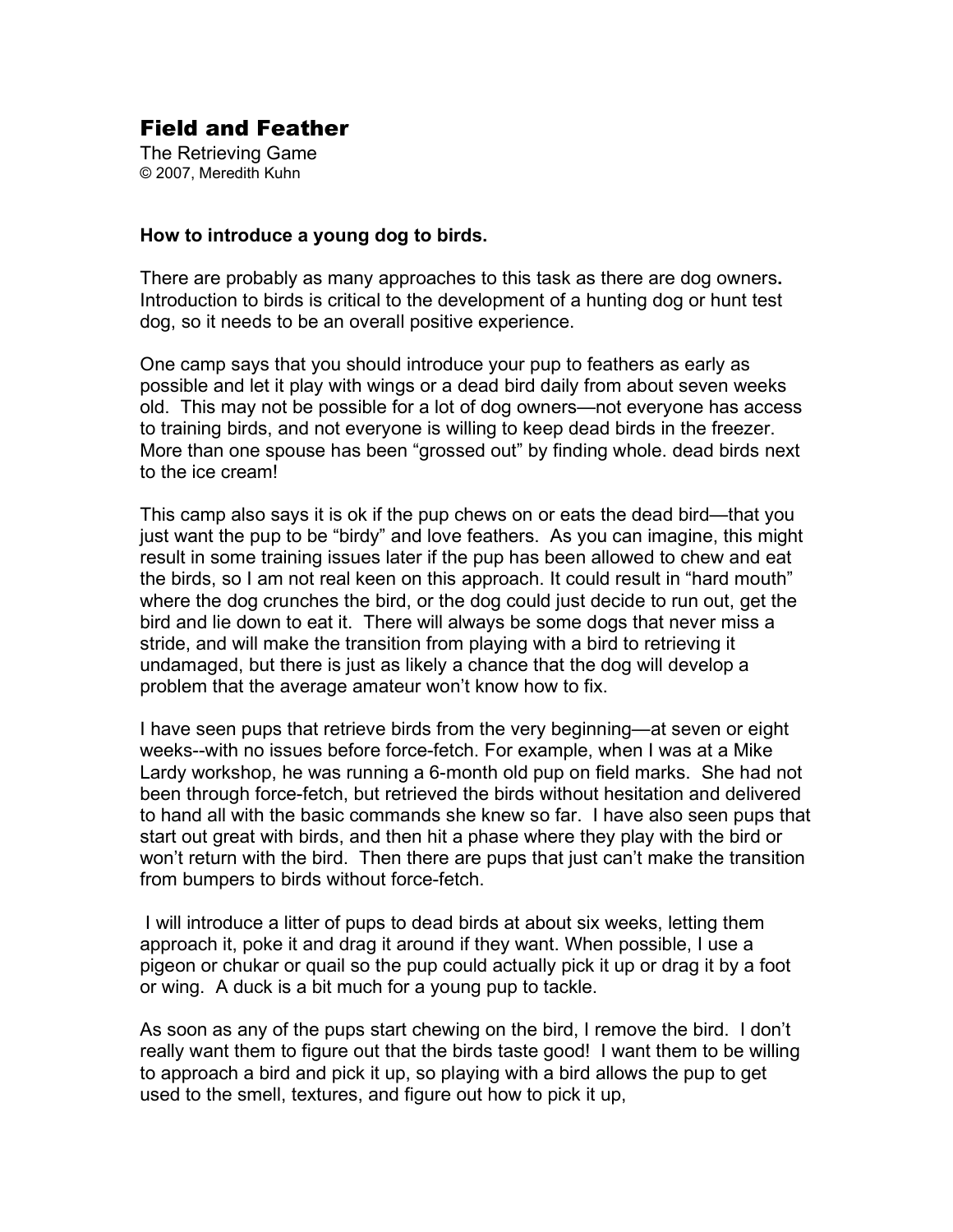# Field and Feather

The Retrieving Game
© 2007, Meredith Kuhn

**How to introduce a young dog to birds.**

There are probably as many approaches to this task as there are dog owners**.** Introduction to birds is critical to the development of a hunting dog or hunt test dog, so it needs to be an overall positive experience.

One camp says that you should introduce your pup to feathers as early as possible and let it play with wings or a dead bird daily from about seven weeks old. This may not be possible for a lot of dog owners—not everyone has access to training birds, and not everyone is willing to keep dead birds in the freezer. More than one spouse has been "grossed out" by finding whole. dead birds next to the ice cream!

This camp also says it is ok if the pup chews on or eats the dead bird—that you just want the pup to be "birdy" and love feathers. As you can imagine, this might result in some training issues later if the pup has been allowed to chew and eat the birds, so I am not real keen on this approach. It could result in "hard mouth" where the dog crunches the bird, or the dog could just decide to run out, get the bird and lie down to eat it. There will always be some dogs that never miss a stride, and will make the transition from playing with a bird to retrieving it undamaged, but there is just as likely a chance that the dog will develop a problem that the average amateur won't know how to fix.

I have seen pups that retrieve birds from the very beginning—at seven or eight weeks--with no issues before force-fetch. For example, when I was at a Mike Lardy workshop, he was running a 6-month old pup on field marks. She had not been through force-fetch, but retrieved the birds without hesitation and delivered to hand all with the basic commands she knew so far. I have also seen pups that start out great with birds, and then hit a phase where they play with the bird or won't return with the bird. Then there are pups that just can't make the transition from bumpers to birds without force-fetch.

I will introduce a litter of pups to dead birds at about six weeks, letting them approach it, poke it and drag it around if they want. When possible, I use a pigeon or chukar or quail so the pup could actually pick it up or drag it by a foot or wing. A duck is a bit much for a young pup to tackle.

As soon as any of the pups start chewing on the bird, I remove the bird. I don't really want them to figure out that the birds taste good! I want them to be willing to approach a bird and pick it up, so playing with a bird allows the pup to get used to the smell, textures, and figure out how to pick it up,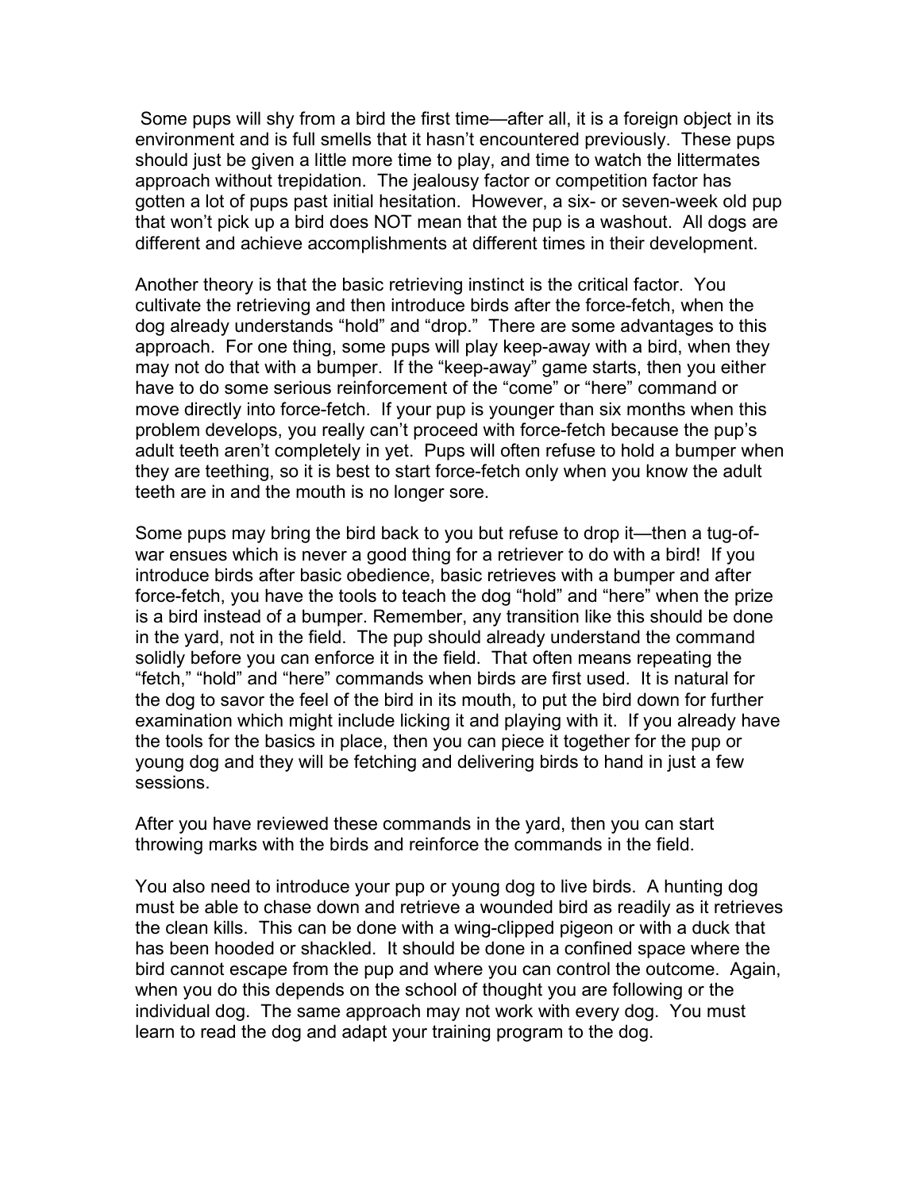Some pups will shy from a bird the first time—after all, it is a foreign object in its environment and is full smells that it hasn't encountered previously. These pups should just be given a little more time to play, and time to watch the littermates approach without trepidation. The jealousy factor or competition factor has gotten a lot of pups past initial hesitation. However, a six- or seven-week old pup that won't pick up a bird does NOT mean that the pup is a washout. All dogs are different and achieve accomplishments at different times in their development.

Another theory is that the basic retrieving instinct is the critical factor. You cultivate the retrieving and then introduce birds after the force-fetch, when the dog already understands "hold" and "drop." There are some advantages to this approach. For one thing, some pups will play keep-away with a bird, when they may not do that with a bumper. If the "keep-away" game starts, then you either have to do some serious reinforcement of the "come" or "here" command or move directly into force-fetch. If your pup is younger than six months when this problem develops, you really can't proceed with force-fetch because the pup's adult teeth aren't completely in yet. Pups will often refuse to hold a bumper when they are teething, so it is best to start force-fetch only when you know the adult teeth are in and the mouth is no longer sore.

Some pups may bring the bird back to you but refuse to drop it—then a tug-of-war ensues which is never a good thing for a retriever to do with a bird! If you introduce birds after basic obedience, basic retrieves with a bumper and after force-fetch, you have the tools to teach the dog "hold" and "here" when the prize is a bird instead of a bumper. Remember, any transition like this should be done in the yard, not in the field. The pup should already understand the command solidly before you can enforce it in the field. That often means repeating the "fetch," "hold" and "here" commands when birds are first used. It is natural for the dog to savor the feel of the bird in its mouth, to put the bird down for further examination which might include licking it and playing with it. If you already have the tools for the basics in place, then you can piece it together for the pup or young dog and they will be fetching and delivering birds to hand in just a few sessions.

After you have reviewed these commands in the yard, then you can start throwing marks with the birds and reinforce the commands in the field.

You also need to introduce your pup or young dog to live birds. A hunting dog must be able to chase down and retrieve a wounded bird as readily as it retrieves the clean kills. This can be done with a wing-clipped pigeon or with a duck that has been hooded or shackled. It should be done in a confined space where the bird cannot escape from the pup and where you can control the outcome. Again, when you do this depends on the school of thought you are following or the individual dog. The same approach may not work with every dog. You must learn to read the dog and adapt your training program to the dog.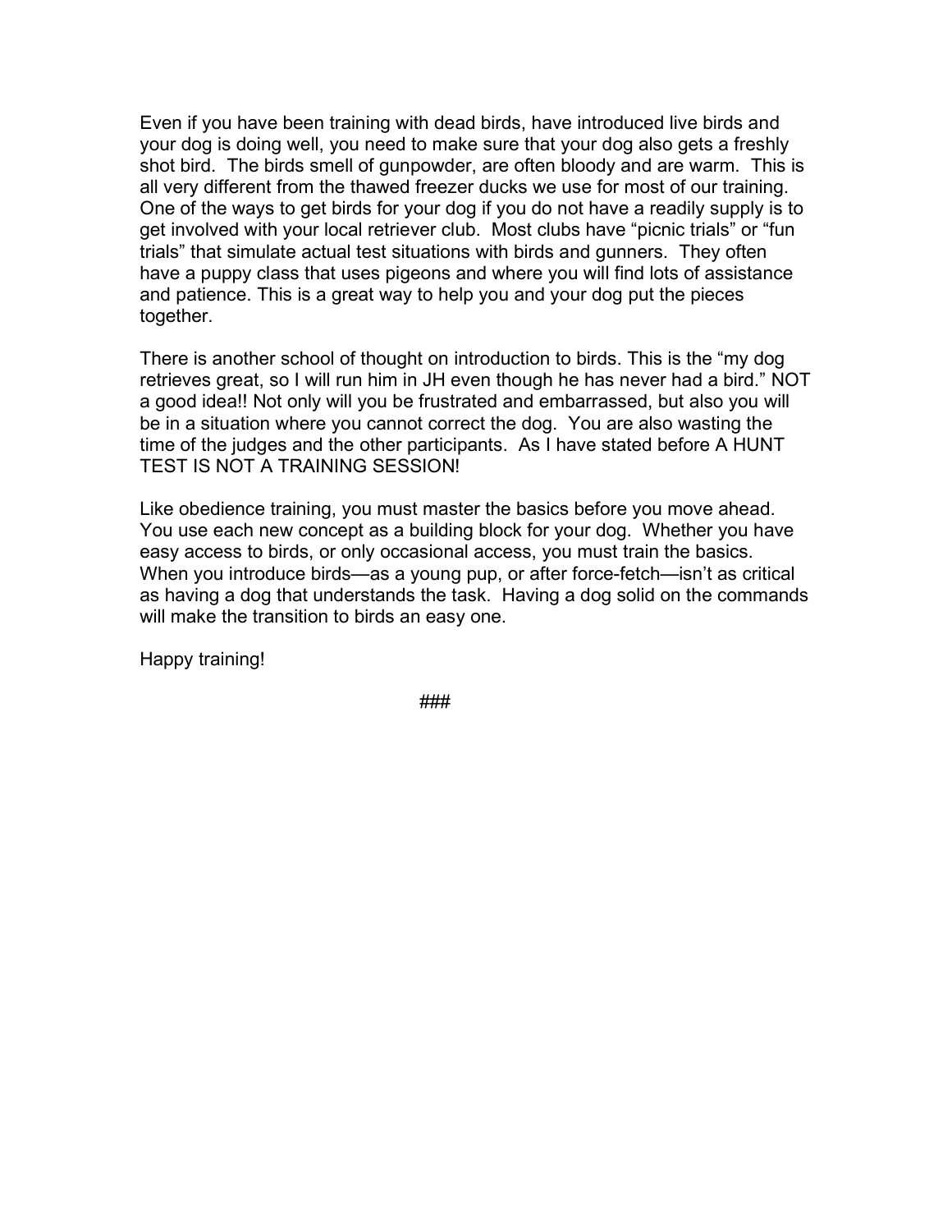Even if you have been training with dead birds, have introduced live birds and your dog is doing well, you need to make sure that your dog also gets a freshly shot bird. The birds smell of gunpowder, are often bloody and are warm. This is all very different from the thawed freezer ducks we use for most of our training. One of the ways to get birds for your dog if you do not have a readily supply is to get involved with your local retriever club. Most clubs have "picnic trials" or "fun trials" that simulate actual test situations with birds and gunners. They often have a puppy class that uses pigeons and where you will find lots of assistance and patience. This is a great way to help you and your dog put the pieces together.

There is another school of thought on introduction to birds. This is the "my dog retrieves great, so I will run him in JH even though he has never had a bird." NOT a good idea!! Not only will you be frustrated and embarrassed, but also you will be in a situation where you cannot correct the dog. You are also wasting the time of the judges and the other participants. As I have stated before A HUNT TEST IS NOT A TRAINING SESSION!

Like obedience training, you must master the basics before you move ahead. You use each new concept as a building block for your dog. Whether you have easy access to birds, or only occasional access, you must train the basics. When you introduce birds—as a young pup, or after force-fetch—isn't as critical as having a dog that understands the task. Having a dog solid on the commands will make the transition to birds an easy one.

Happy training!

###